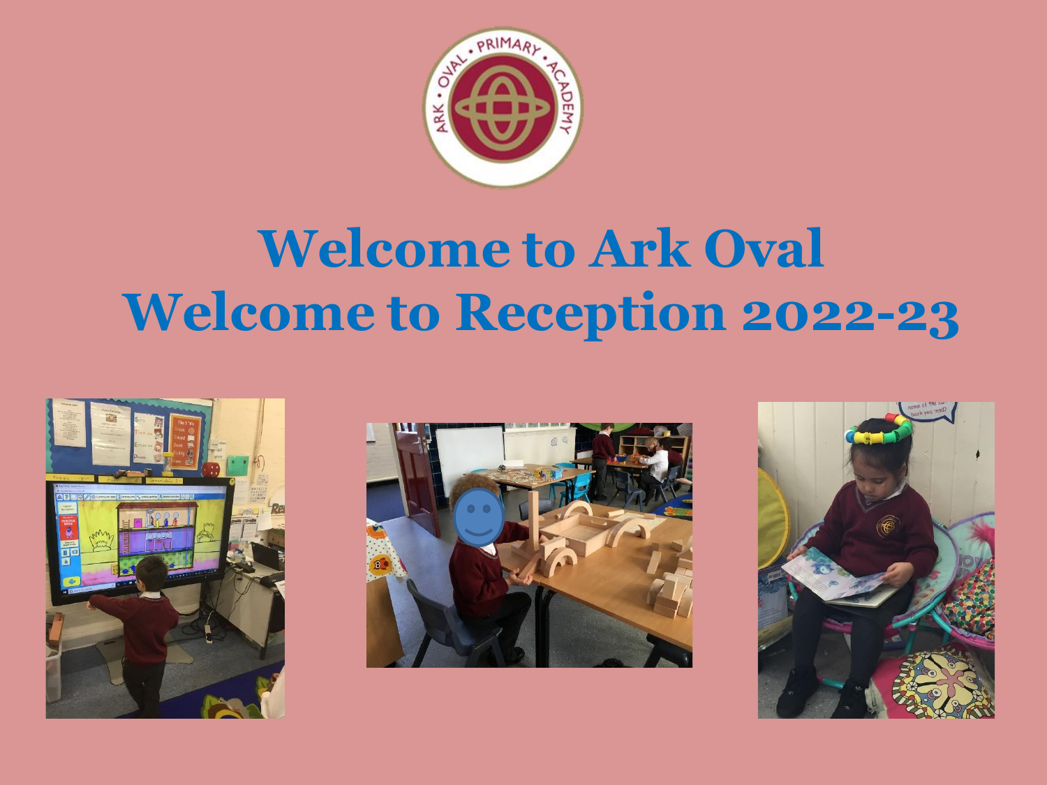# Welcome to Ark Oval
# Welcome to Reception 2022-23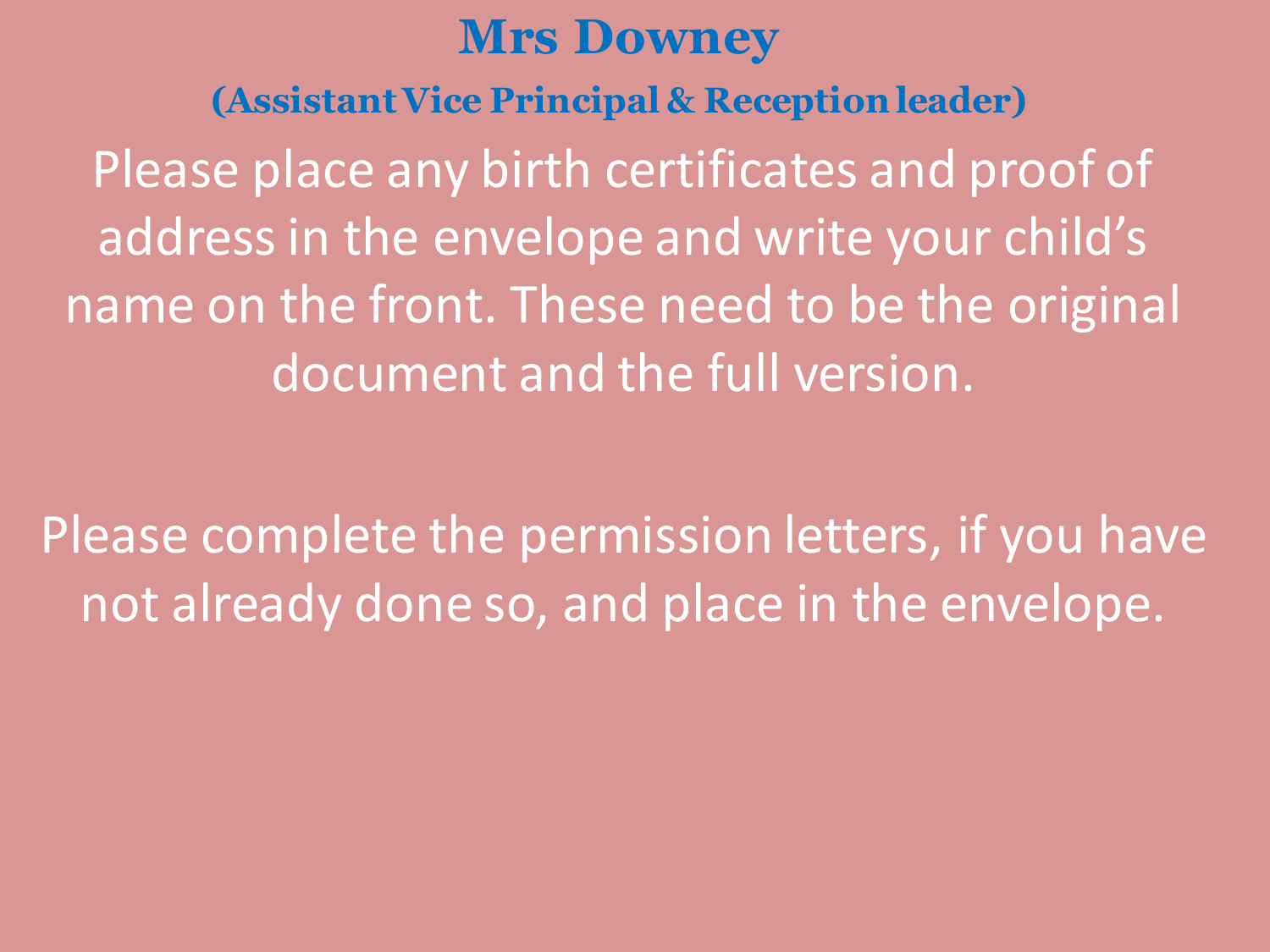# Mrs Downey

## (Assistant Vice Principal & Reception leader)

Please place any birth certificates and proof of address in the envelope and write your child's name on the front. These need to be the original document and the full version.

Please complete the permission letters, if you have not already done so, and place in the envelope.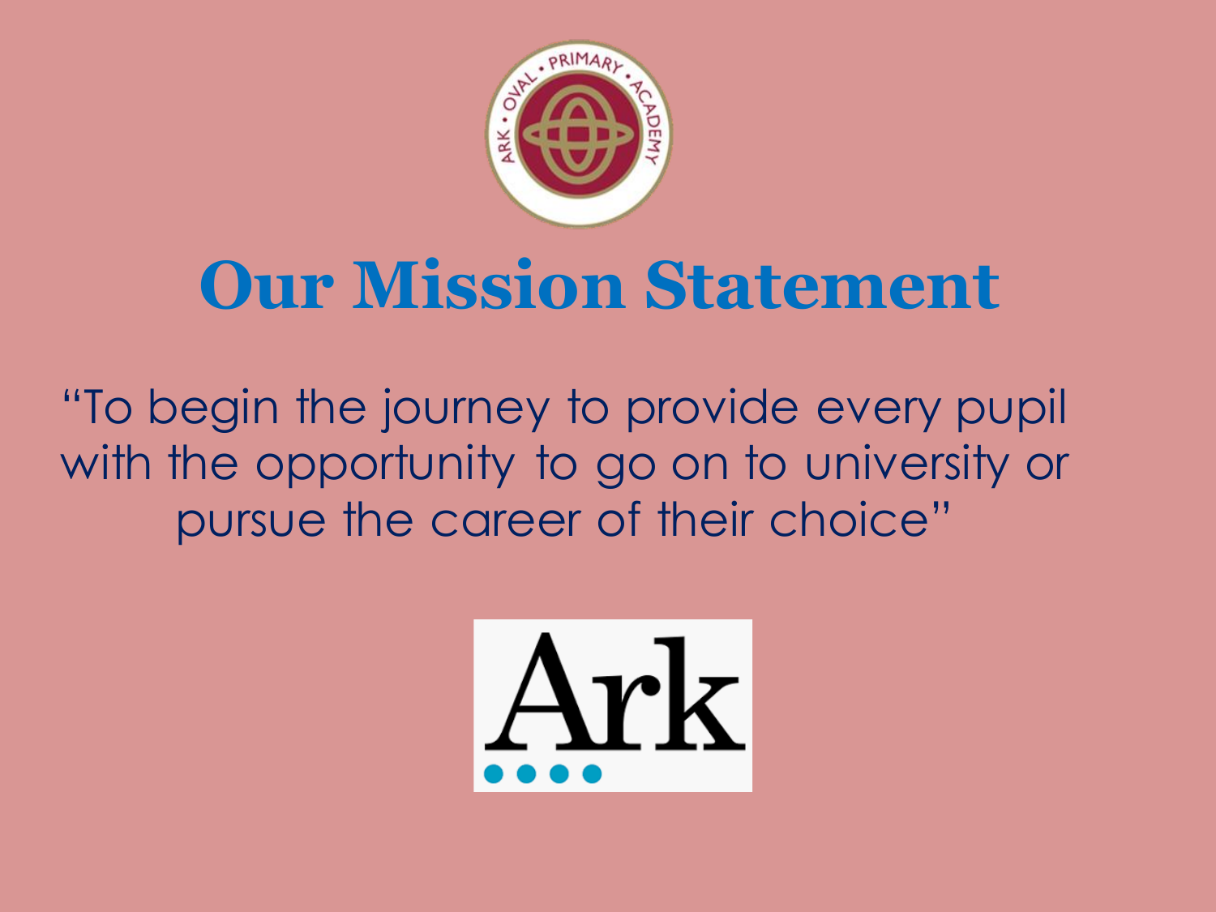# Our Mission Statement

"To begin the journey to provide every pupil with the opportunity to go on to university or pursue the career of their choice"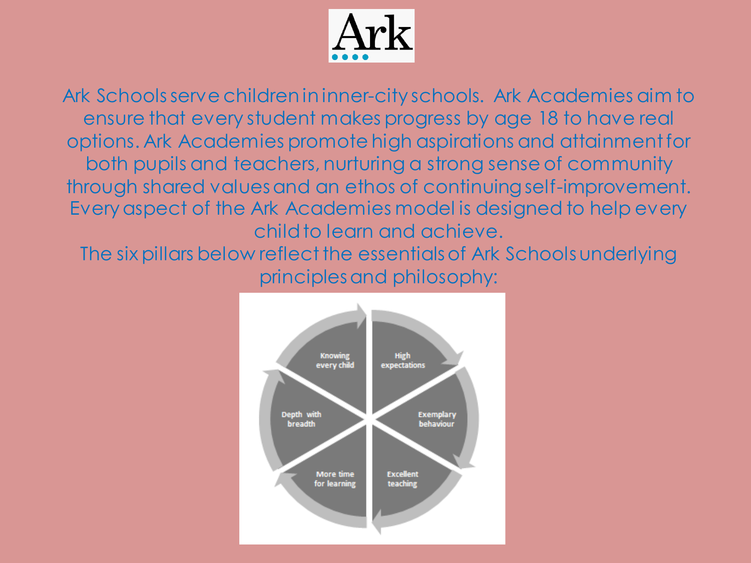Ark

Ark Schools serve children in inner-city schools. Ark Academies aim to ensure that every student makes progress by age 18 to have real options. Ark Academies promote high aspirations and attainment for both pupils and teachers, nurturing a strong sense of community through shared values and an ethos of continuing self-improvement. Every aspect of the Ark Academies model is designed to help every child to learn and achieve.

The six pillars below reflect the essentials of Ark Schools underlying principles and philosophy:

- Knowing every child
- High expectations
- Exemplary behaviour
- Excellent teaching
- More time for learning
- Depth with breadth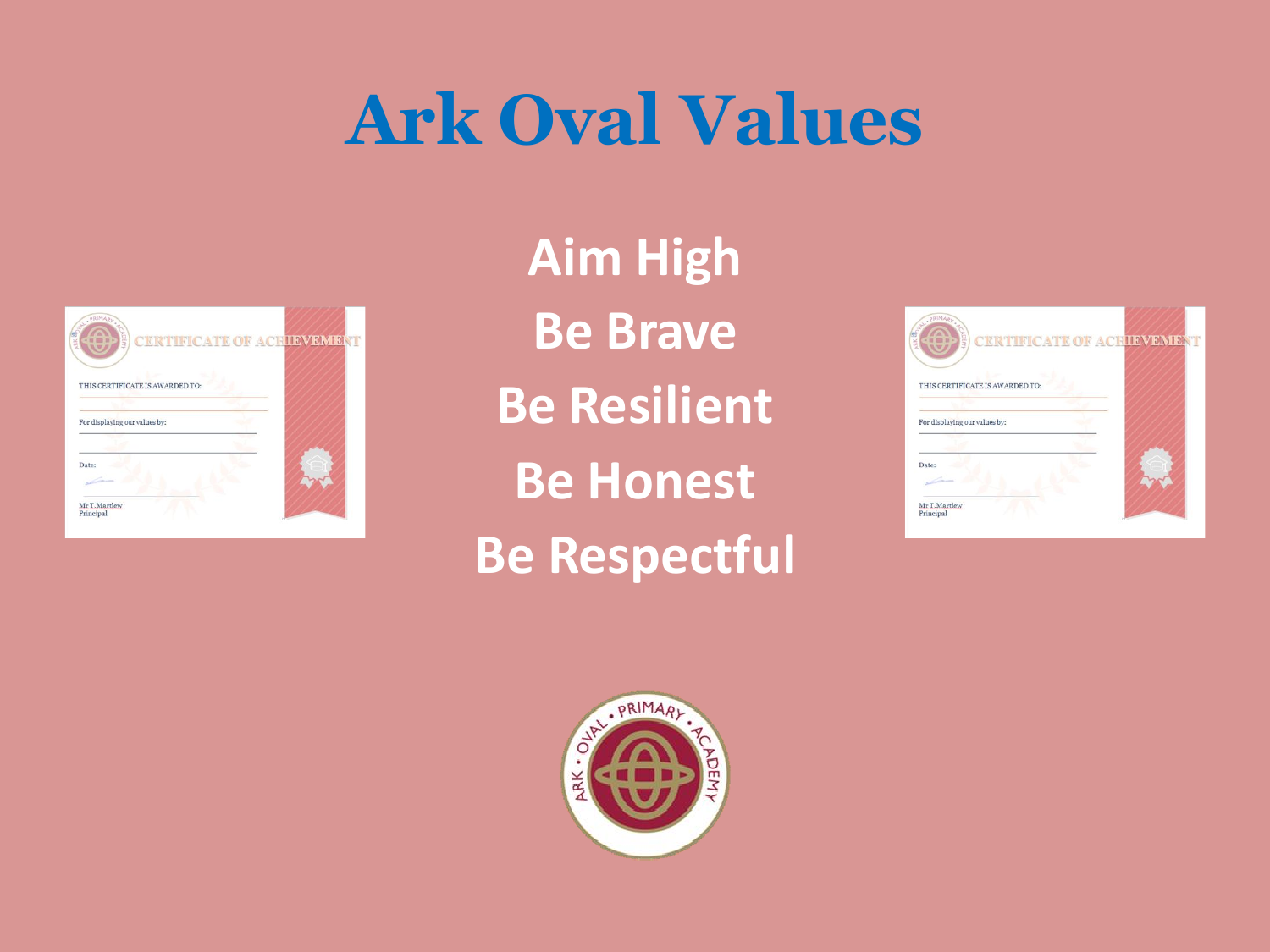# Ark Oval Values

**Aim High**

**Be Brave**

**Be Resilient**

**Be Honest**

**Be Respectful**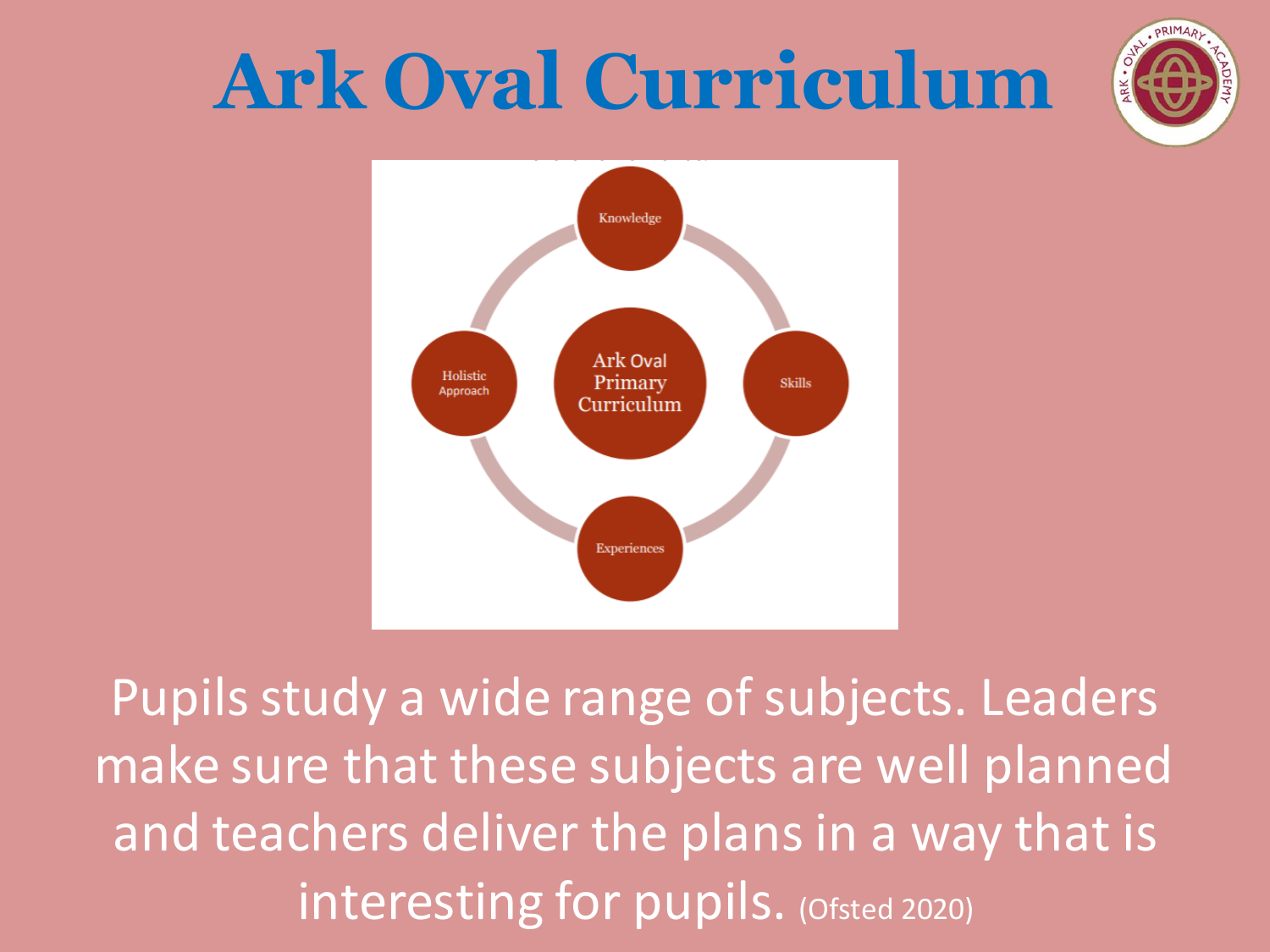# Ark Oval Curriculum

Knowledge

Holistic Approach

Ark Oval Primary Curriculum

Skills

Experiences

Pupils study a wide range of subjects. Leaders make sure that these subjects are well planned and teachers deliver the plans in a way that is interesting for pupils. (Ofsted 2020)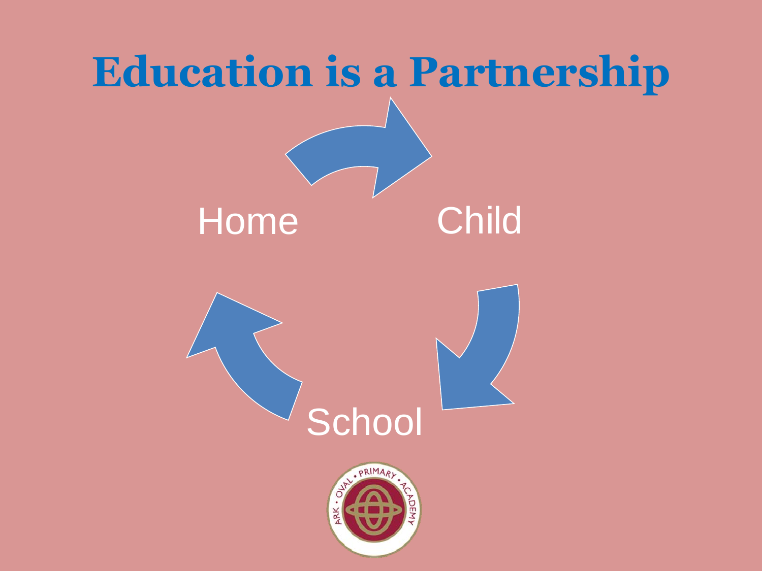# Education is a Partnership

Home

Child

School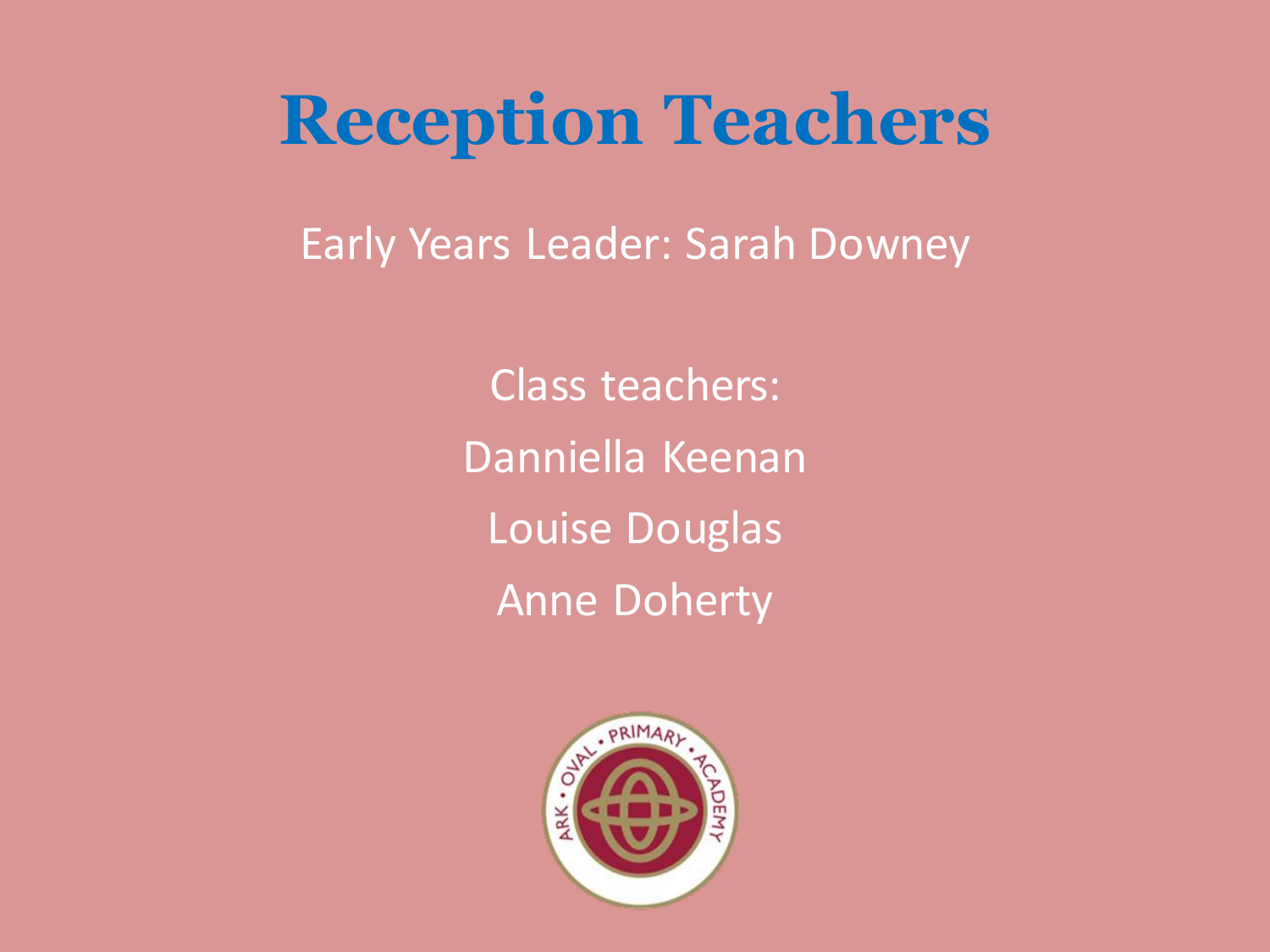# Reception Teachers

Early Years Leader: Sarah Downey

Class teachers:

Danniella Keenan

Louise Douglas

Anne Doherty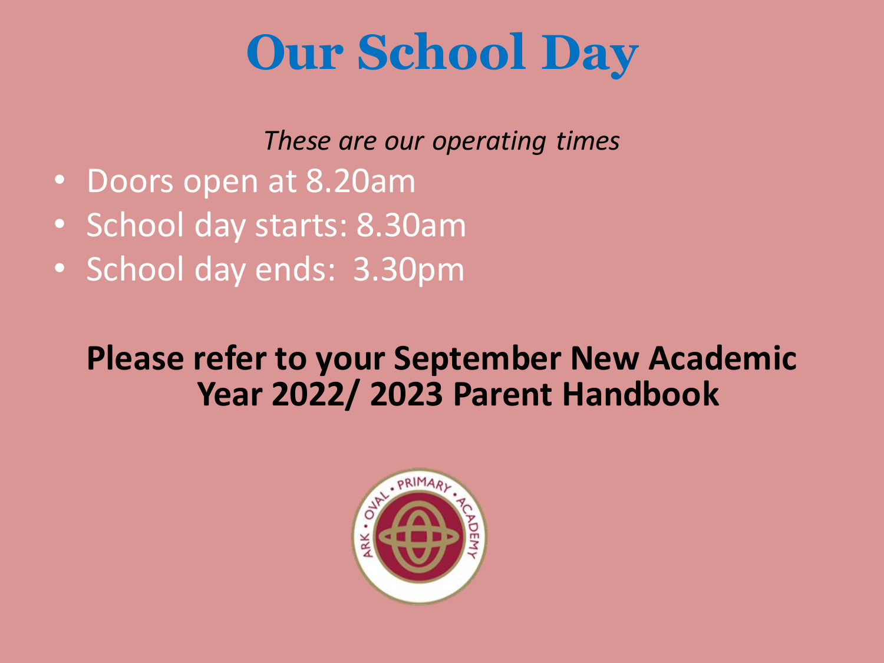# Our School Day

*These are our operating times*

- Doors open at 8.20am
- School day starts: 8.30am
- School day ends: 3.30pm

**Please refer to your September New Academic Year 2022/ 2023 Parent Handbook**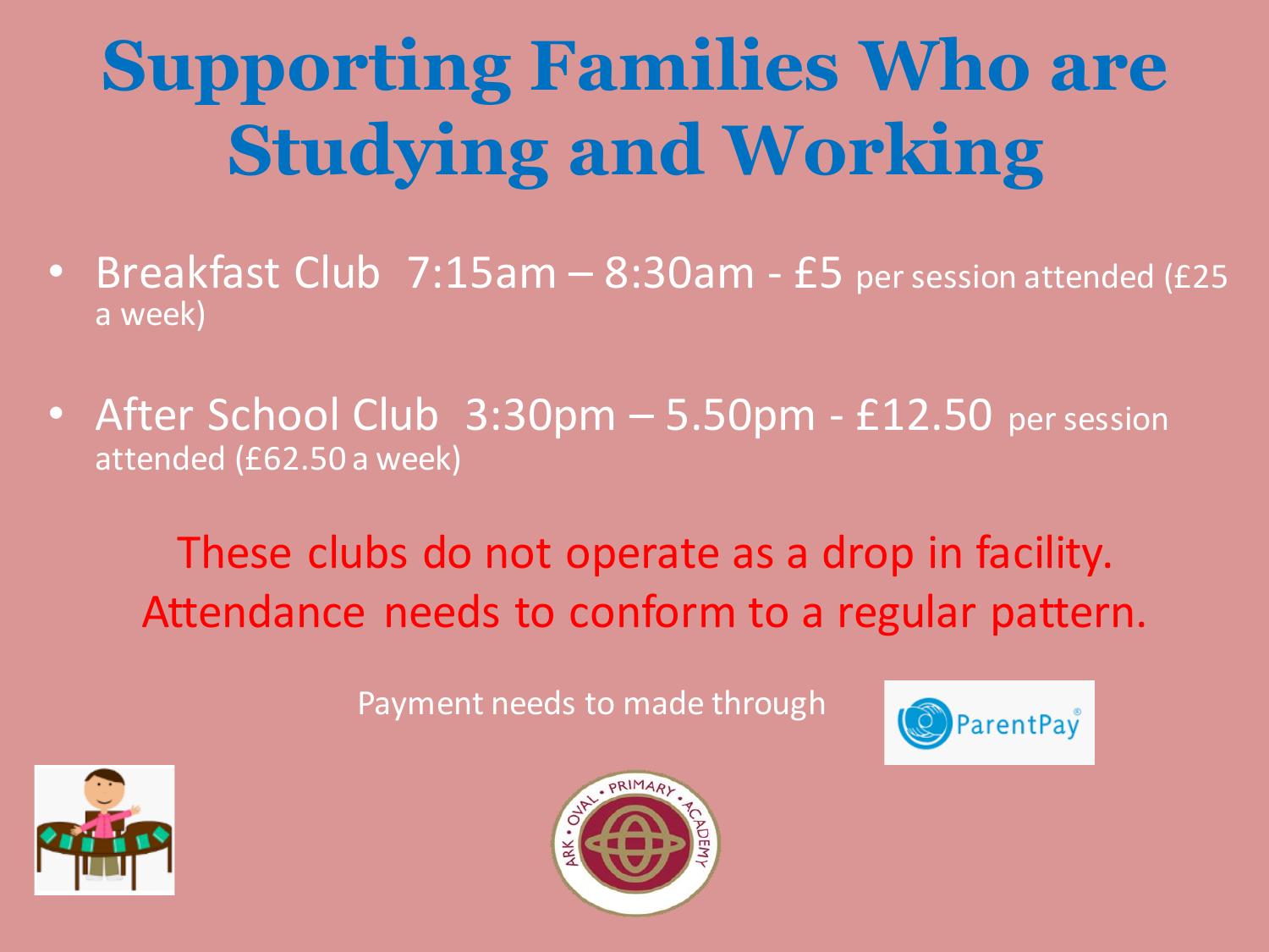# Supporting Families Who are Studying and Working

- Breakfast Club 7:15am – 8:30am - £5 per session attended (£25 a week)
- After School Club 3:30pm – 5.50pm - £12.50 per session attended (£62.50 a week)

These clubs do not operate as a drop in facility. Attendance needs to conform to a regular pattern.

Payment needs to made through ParentPay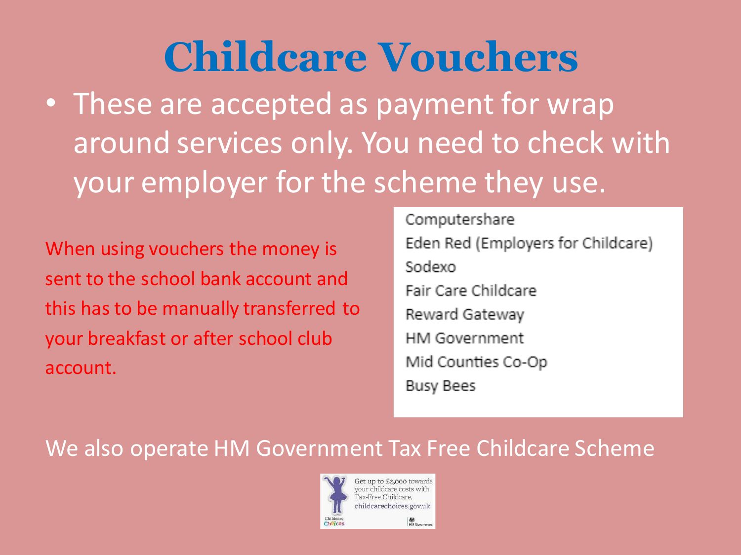# Childcare Vouchers

- These are accepted as payment for wrap around services only. You need to check with your employer for the scheme they use.

When using vouchers the money is sent to the school bank account and this has to be manually transferred to your breakfast or after school club account.

Computershare
Eden Red (Employers for Childcare)
Sodexo
Fair Care Childcare
Reward Gateway
HM Government
Mid Counties Co-Op
Busy Bees

We also operate HM Government Tax Free Childcare Scheme

Get up to £2,000 towards your childcare costs with Tax-Free Childcare.
childcarechoices.gov.uk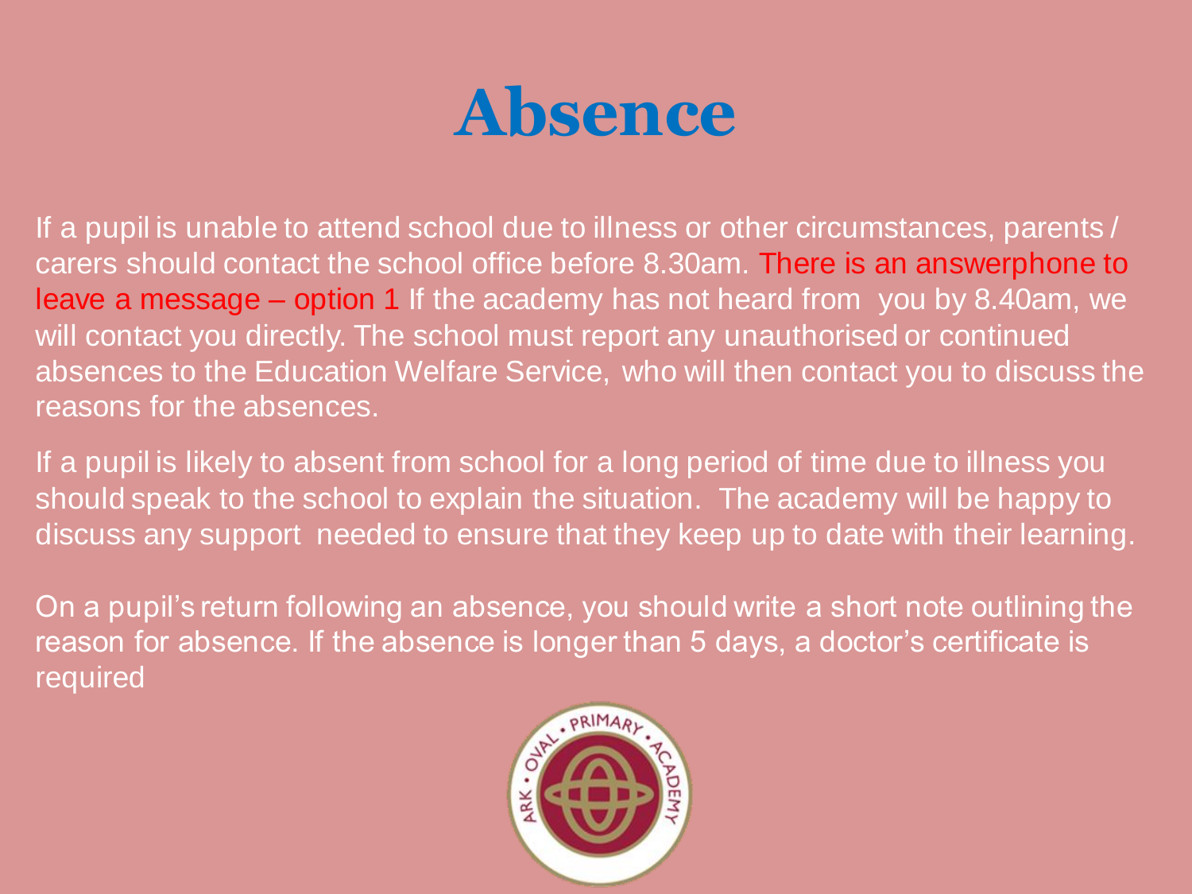# Absence

If a pupil is unable to attend school due to illness or other circumstances, parents / carers should contact the school office before 8.30am. There is an answerphone to leave a message – option 1 If the academy has not heard from you by 8.40am, we will contact you directly. The school must report any unauthorised or continued absences to the Education Welfare Service, who will then contact you to discuss the reasons for the absences.

If a pupil is likely to absent from school for a long period of time due to illness you should speak to the school to explain the situation. The academy will be happy to discuss any support needed to ensure that they keep up to date with their learning.

On a pupil's return following an absence, you should write a short note outlining the reason for absence. If the absence is longer than 5 days, a doctor's certificate is required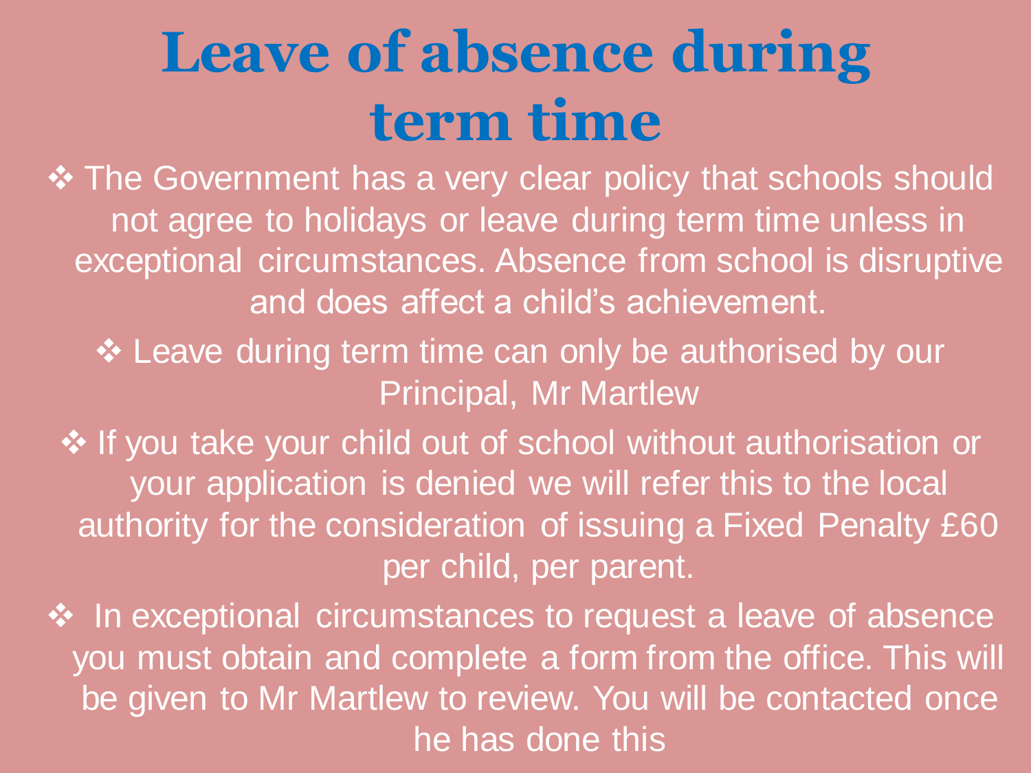# Leave of absence during term time

- The Government has a very clear policy that schools should not agree to holidays or leave during term time unless in exceptional circumstances. Absence from school is disruptive and does affect a child's achievement.
- Leave during term time can only be authorised by our Principal, Mr Martlew
- If you take your child out of school without authorisation or your application is denied we will refer this to the local authority for the consideration of issuing a Fixed Penalty £60 per child, per parent.
- In exceptional circumstances to request a leave of absence you must obtain and complete a form from the office. This will be given to Mr Martlew to review. You will be contacted once he has done this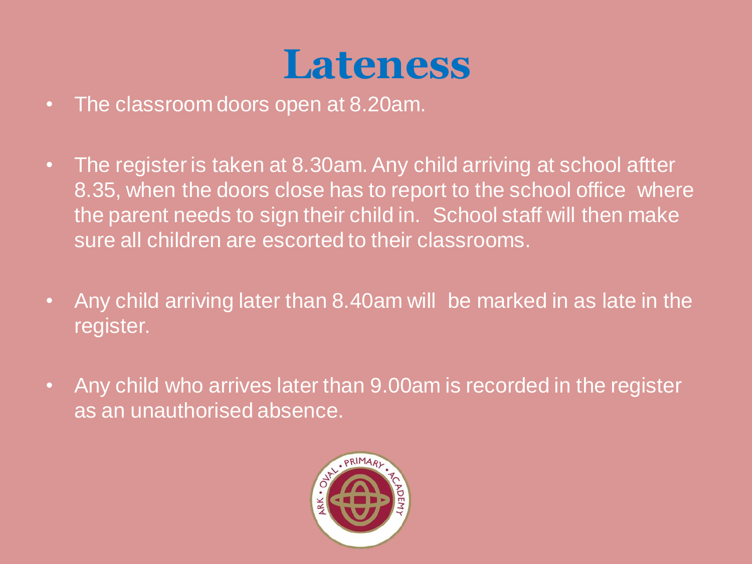# Lateness

- The classroom doors open at 8.20am.
- The register is taken at 8.30am. Any child arriving at school aftter 8.35, when the doors close has to report to the school office where the parent needs to sign their child in. School staff will then make sure all children are escorted to their classrooms.
- Any child arriving later than 8.40am will be marked in as late in the register.
- Any child who arrives later than 9.00am is recorded in the register as an unauthorised absence.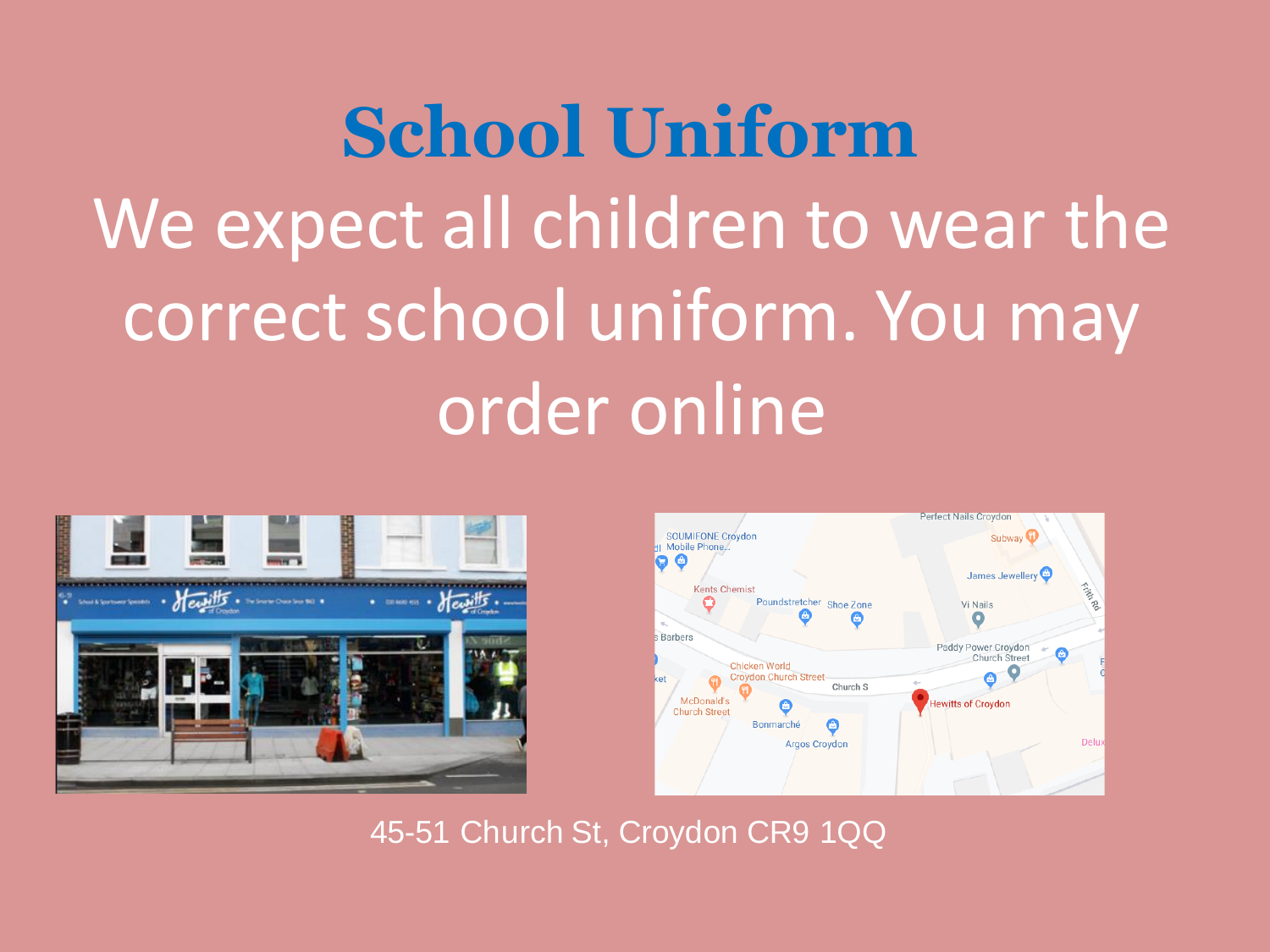# School Uniform

We expect all children to wear the correct school uniform. You may order online

45-51 Church St, Croydon CR9 1QQ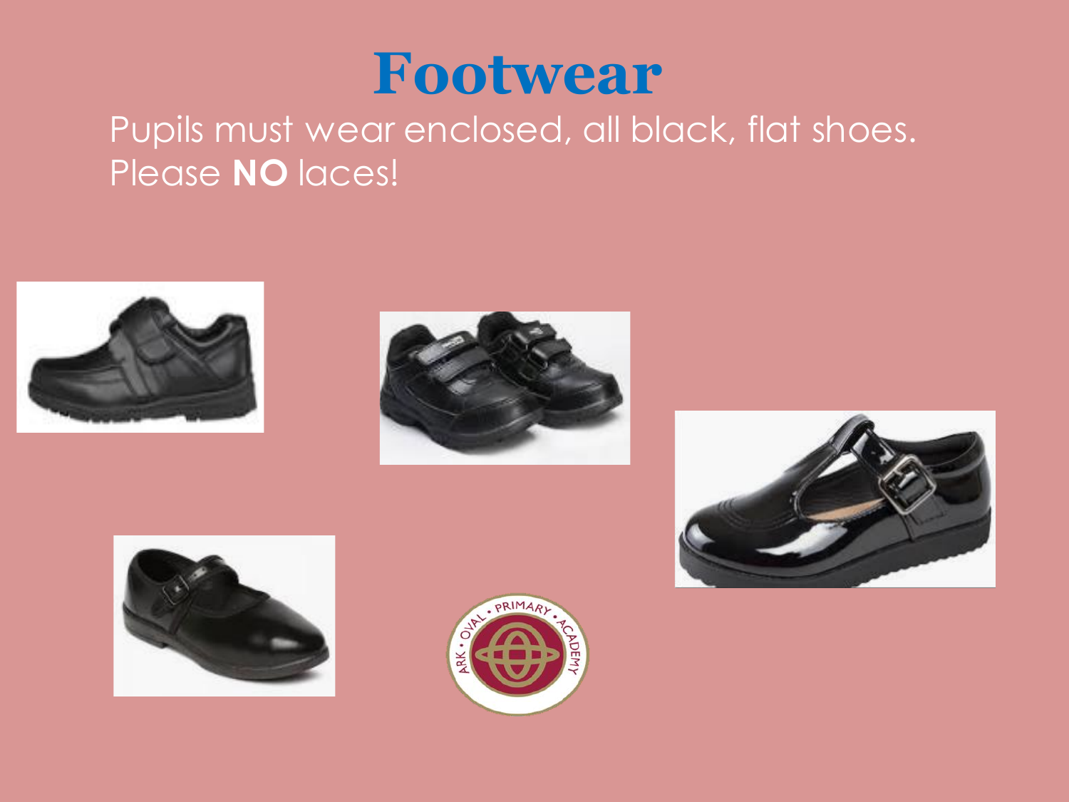# Footwear

Pupils must wear enclosed, all black, flat shoes.
Please **NO** laces!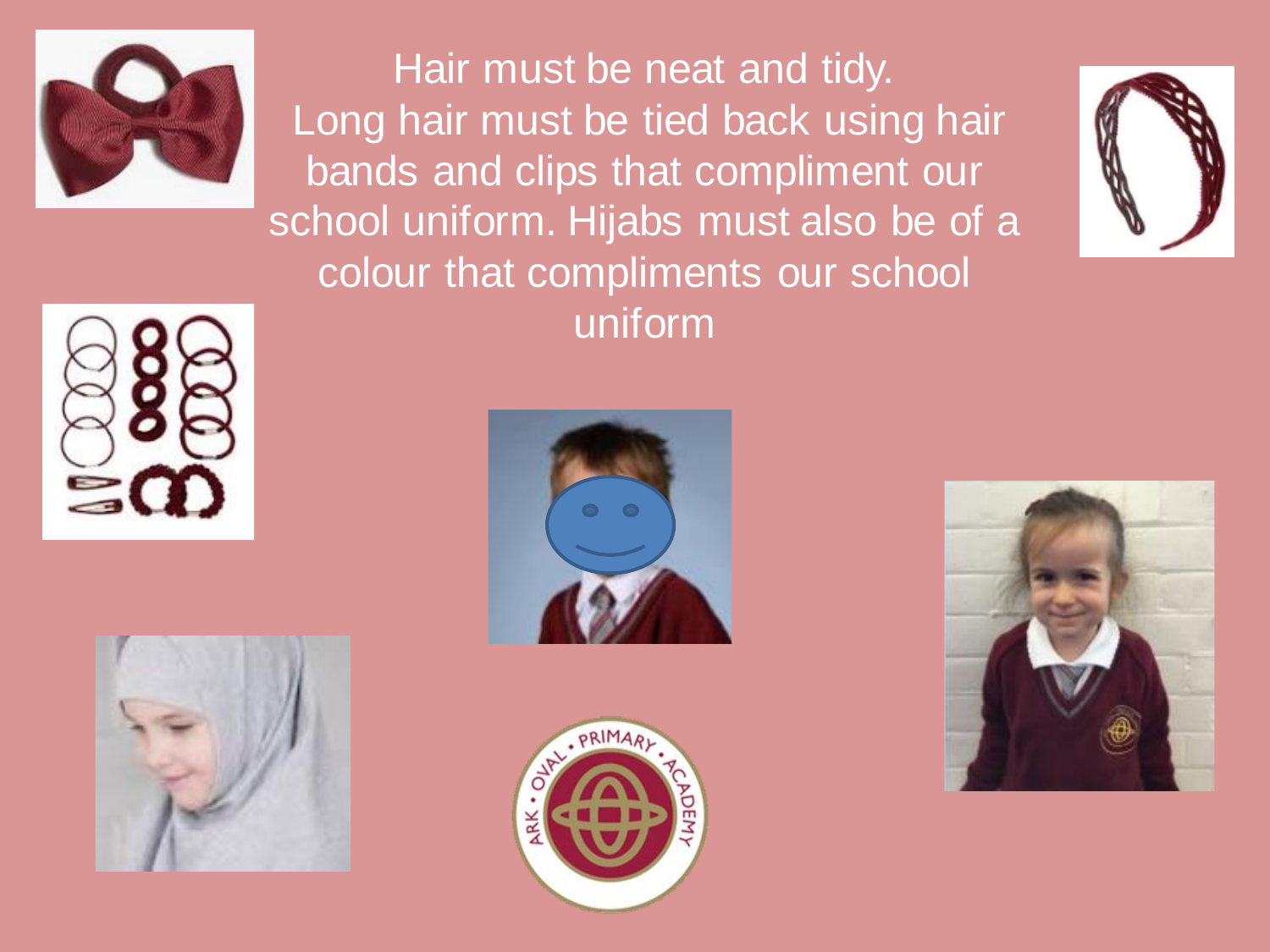Hair must be neat and tidy.
Long hair must be tied back using hair bands and clips that compliment our school uniform. Hijabs must also be of a colour that compliments our school uniform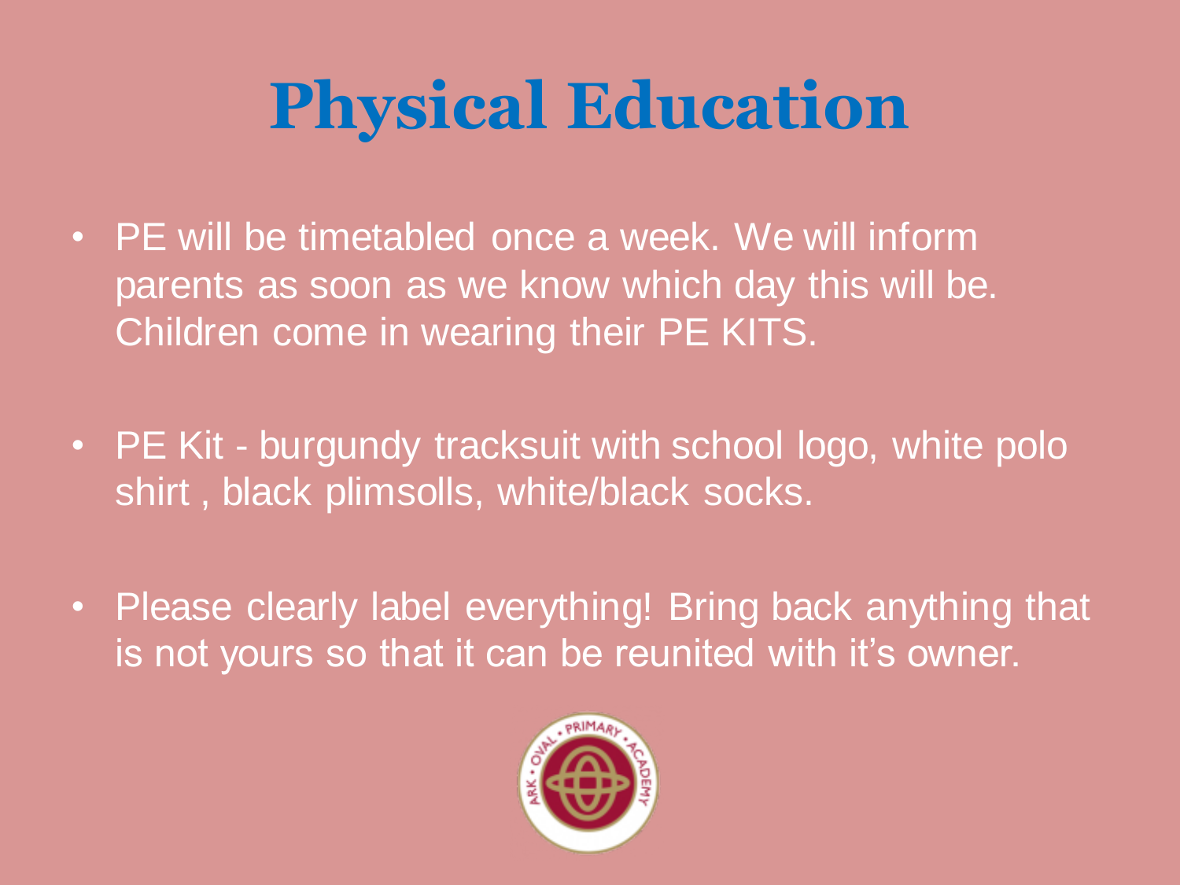# Physical Education

- PE will be timetabled once a week. We will inform parents as soon as we know which day this will be. Children come in wearing their PE KITS.
- PE Kit - burgundy tracksuit with school logo, white polo shirt , black plimsolls, white/black socks.
- Please clearly label everything! Bring back anything that is not yours so that it can be reunited with it's owner.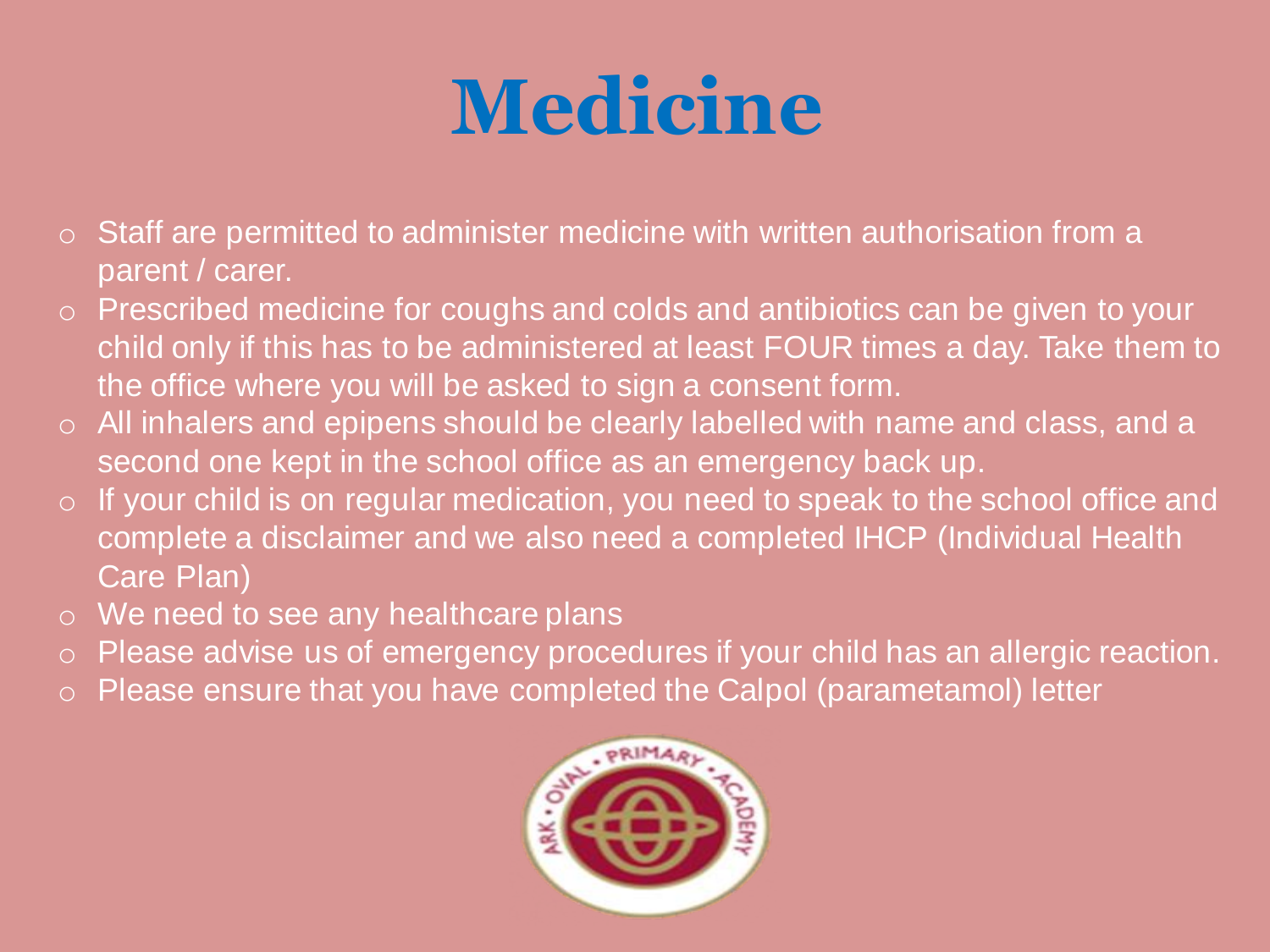# Medicine

- Staff are permitted to administer medicine with written authorisation from a parent / carer.
- Prescribed medicine for coughs and colds and antibiotics can be given to your child only if this has to be administered at least FOUR times a day. Take them to the office where you will be asked to sign a consent form.
- All inhalers and epipens should be clearly labelled with name and class, and a second one kept in the school office as an emergency back up.
- If your child is on regular medication, you need to speak to the school office and complete a disclaimer and we also need a completed IHCP (Individual Health Care Plan)
- We need to see any healthcare plans
- Please advise us of emergency procedures if your child has an allergic reaction.
- Please ensure that you have completed the Calpol (parametamol) letter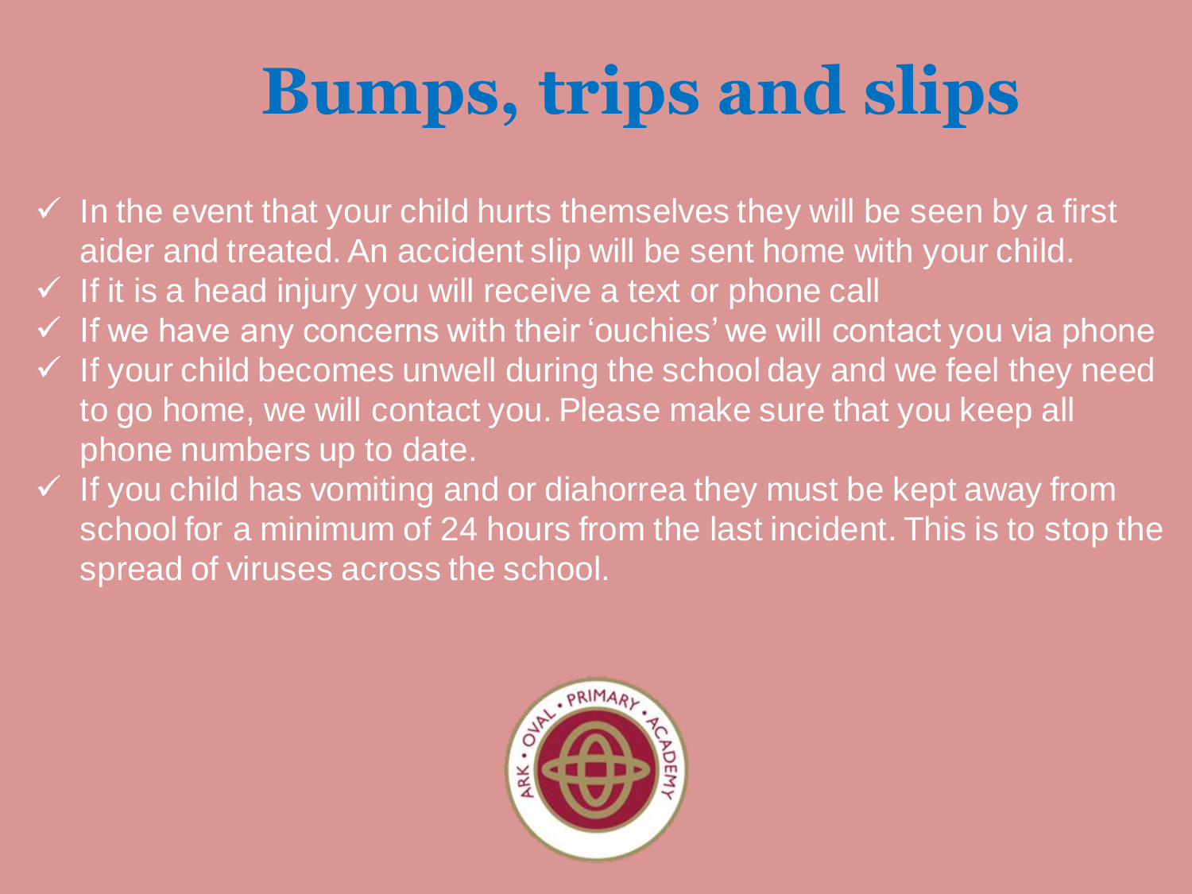# Bumps, trips and slips

- ✓ In the event that your child hurts themselves they will be seen by a first aider and treated. An accident slip will be sent home with your child.
- ✓ If it is a head injury you will receive a text or phone call
- ✓ If we have any concerns with their 'ouchies' we will contact you via phone
- ✓ If your child becomes unwell during the school day and we feel they need to go home, we will contact you. Please make sure that you keep all phone numbers up to date.
- ✓ If you child has vomiting and or diahorrea they must be kept away from school for a minimum of 24 hours from the last incident. This is to stop the spread of viruses across the school.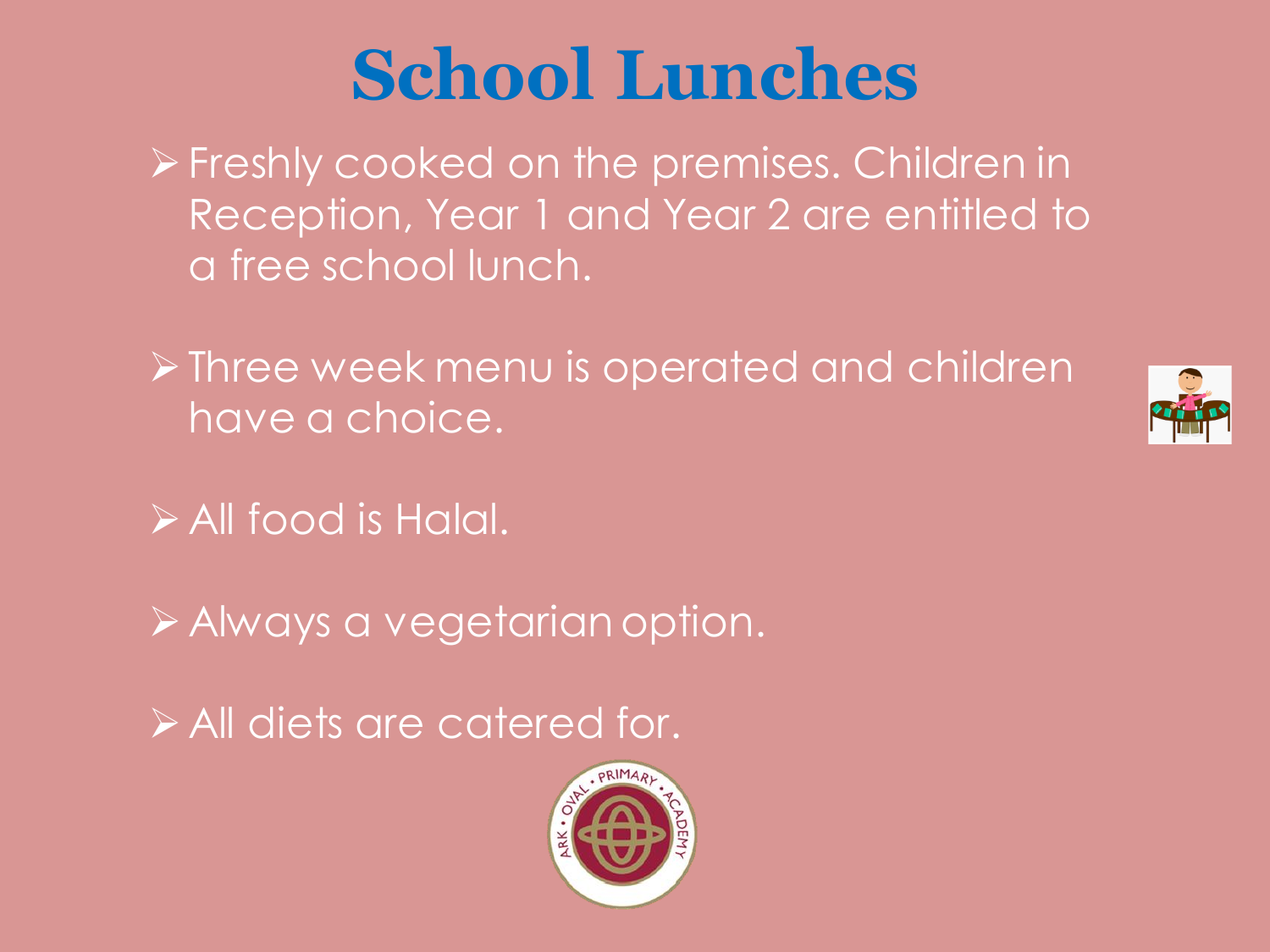# School Lunches

- Freshly cooked on the premises. Children in Reception, Year 1 and Year 2 are entitled to a free school lunch.
- Three week menu is operated and children have a choice.
- All food is Halal.
- Always a vegetarian option.
- All diets are catered for.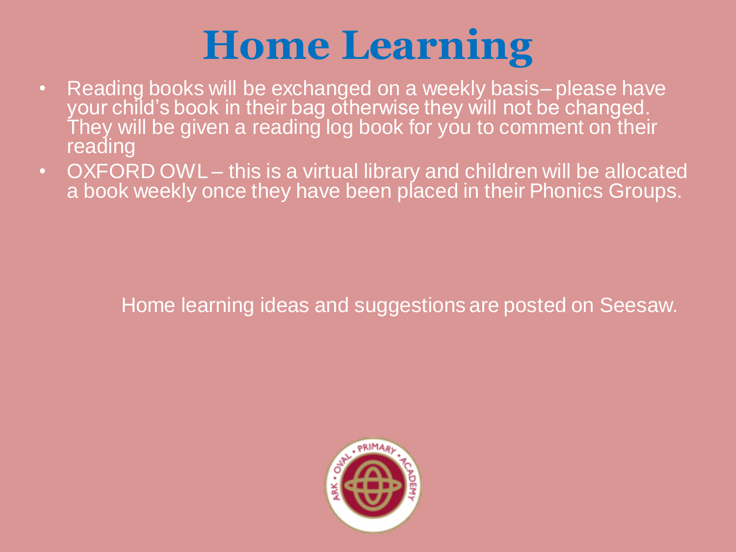# Home Learning

- Reading books will be exchanged on a weekly basis– please have your child's book in their bag otherwise they will not be changed. They will be given a reading log book for you to comment on their reading
- OXFORD OWL – this is a virtual library and children will be allocated a book weekly once they have been placed in their Phonics Groups.

Home learning ideas and suggestions are posted on Seesaw.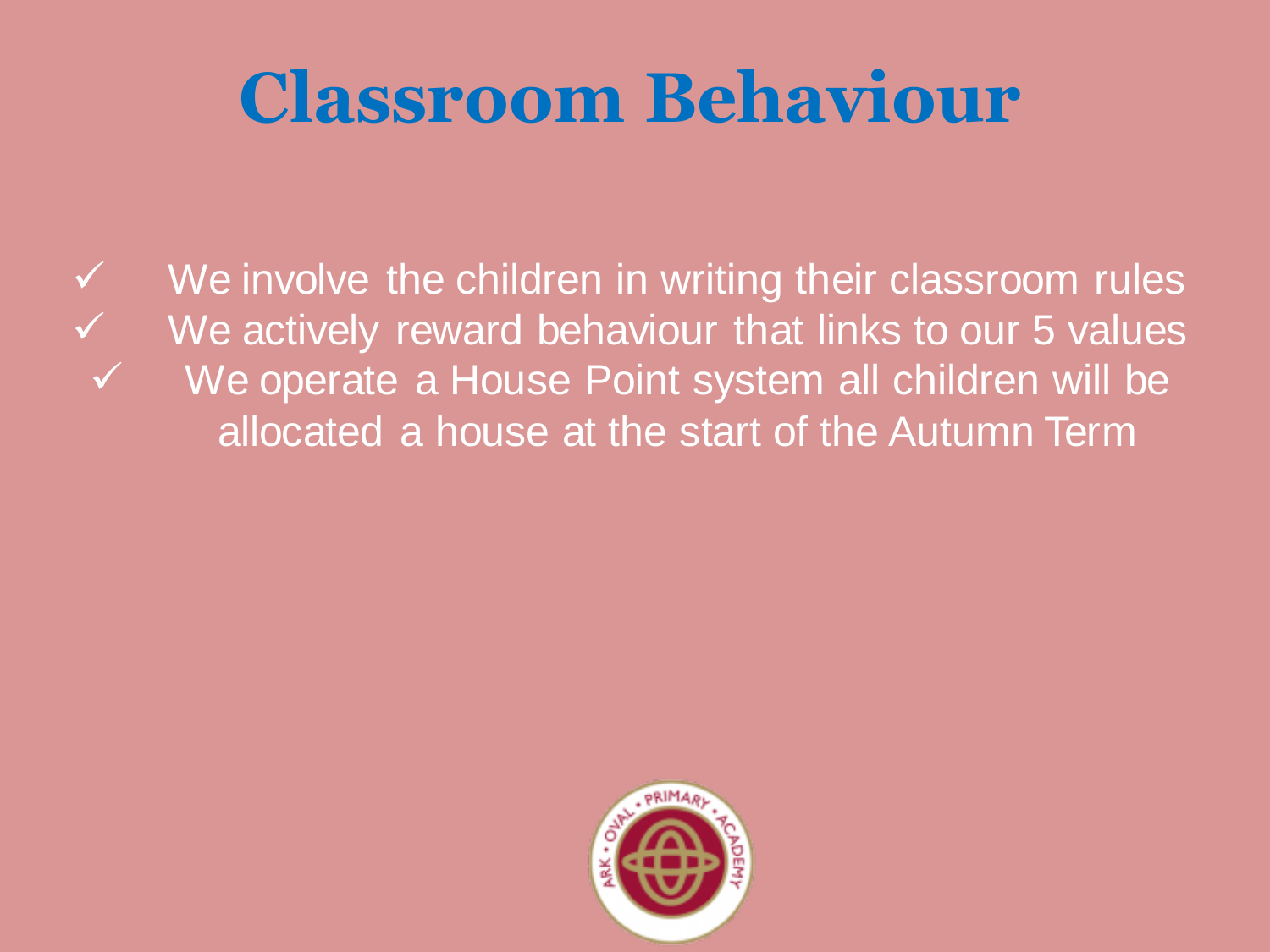# Classroom Behaviour

- ✓ We involve the children in writing their classroom rules
- ✓ We actively reward behaviour that links to our 5 values
- ✓ We operate a House Point system all children will be allocated a house at the start of the Autumn Term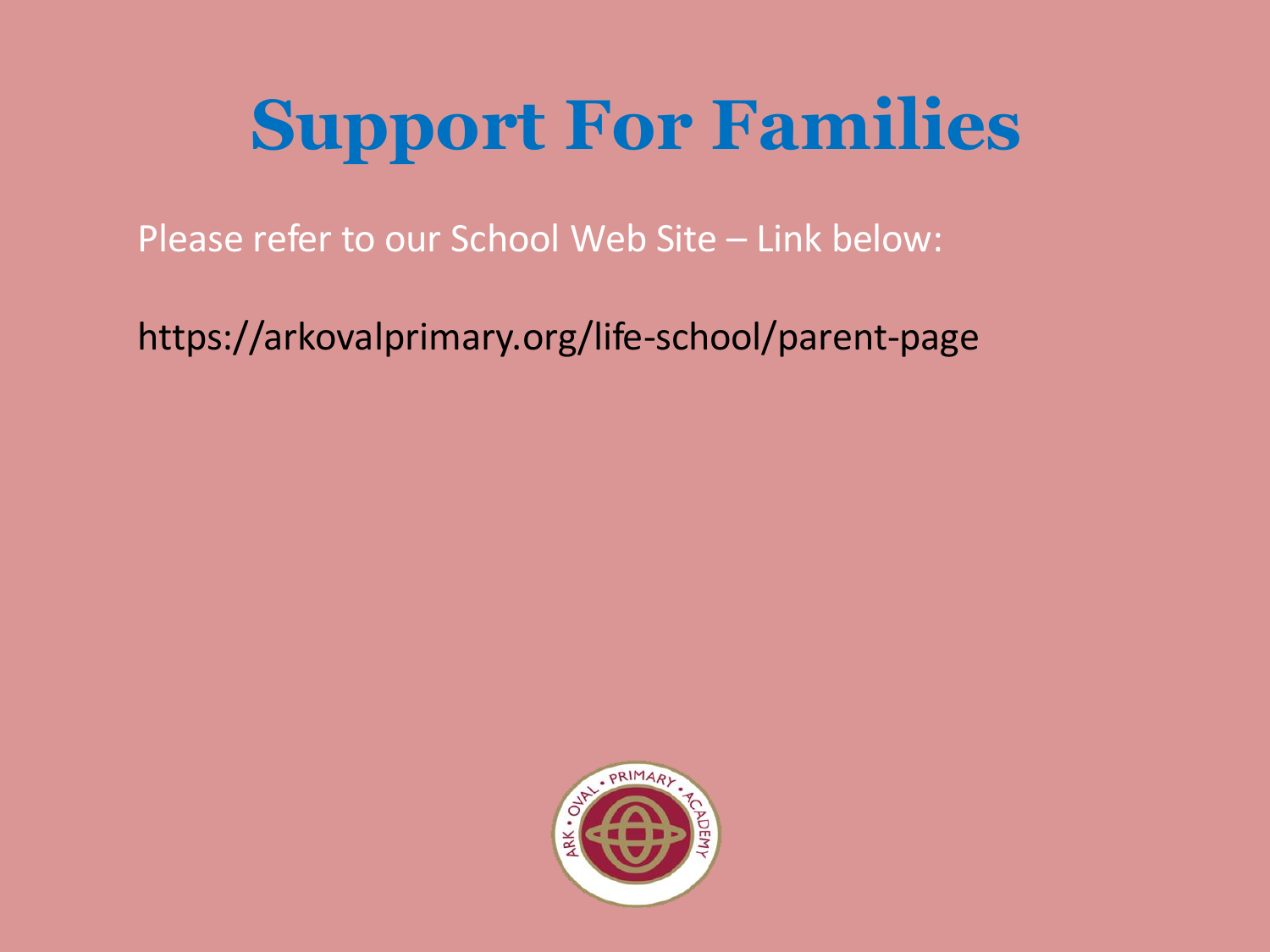# Support For Families

Please refer to our School Web Site – Link below:

https://arkovalprimary.org/life-school/parent-page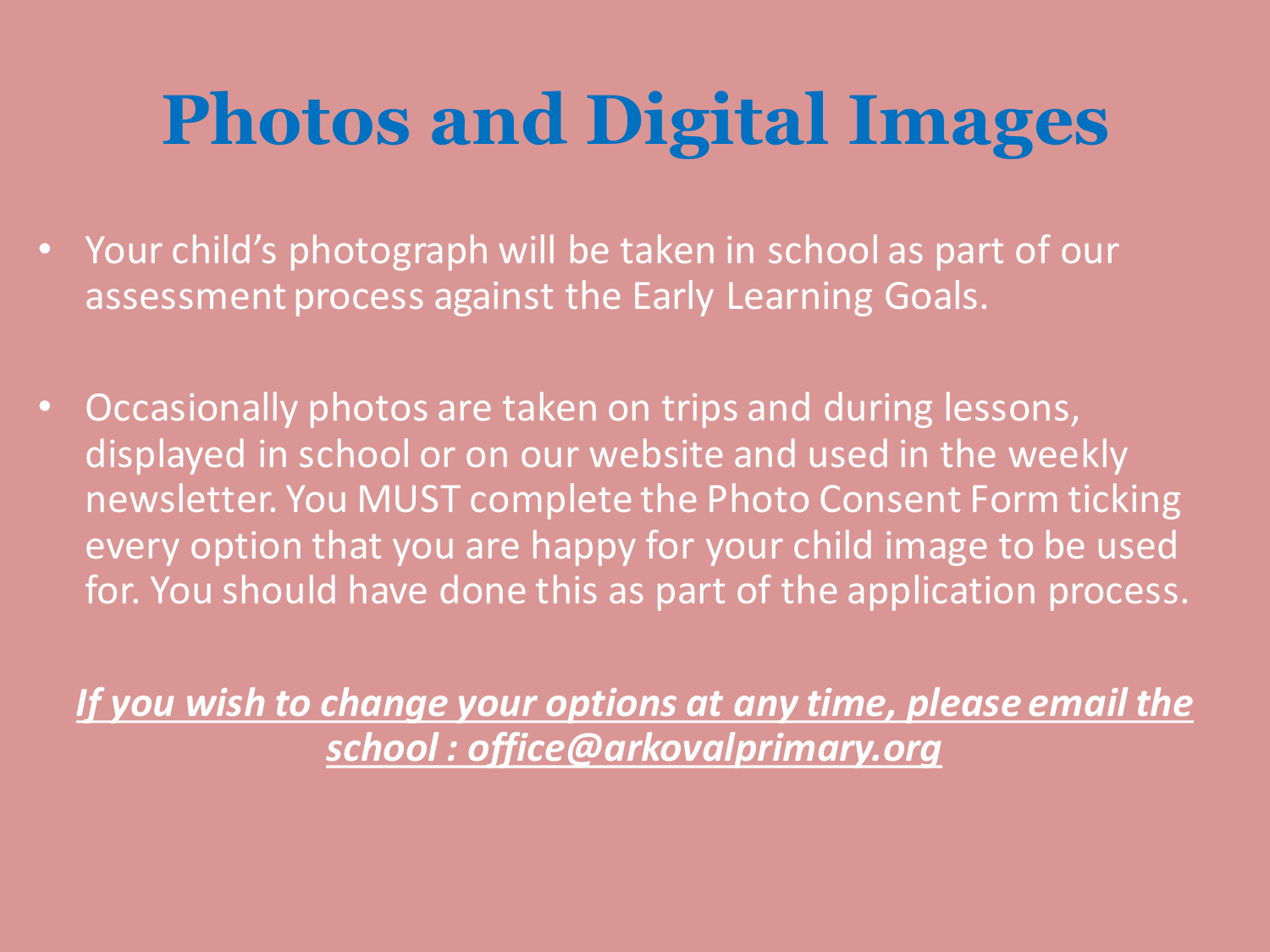# Photos and Digital Images

- Your child's photograph will be taken in school as part of our assessment process against the Early Learning Goals.

- Occasionally photos are taken on trips and during lessons, displayed in school or on our website and used in the weekly newsletter. You MUST complete the Photo Consent Form ticking every option that you are happy for your child image to be used for. You should have done this as part of the application process.

***<u>If you wish to change your options at any time, please email the school : office@arkovalprimary.org</u>***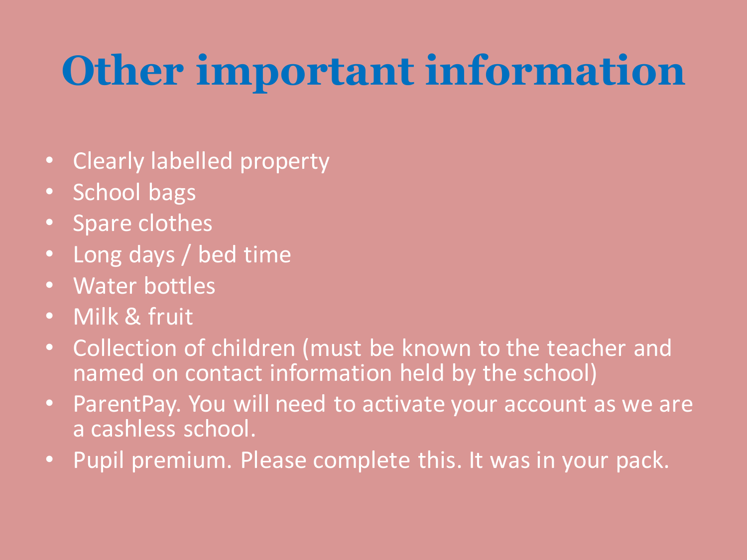# Other important information

- Clearly labelled property
- School bags
- Spare clothes
- Long days / bed time
- Water bottles
- Milk & fruit
- Collection of children (must be known to the teacher and named on contact information held by the school)
- ParentPay. You will need to activate your account as we are a cashless school.
- Pupil premium. Please complete this. It was in your pack.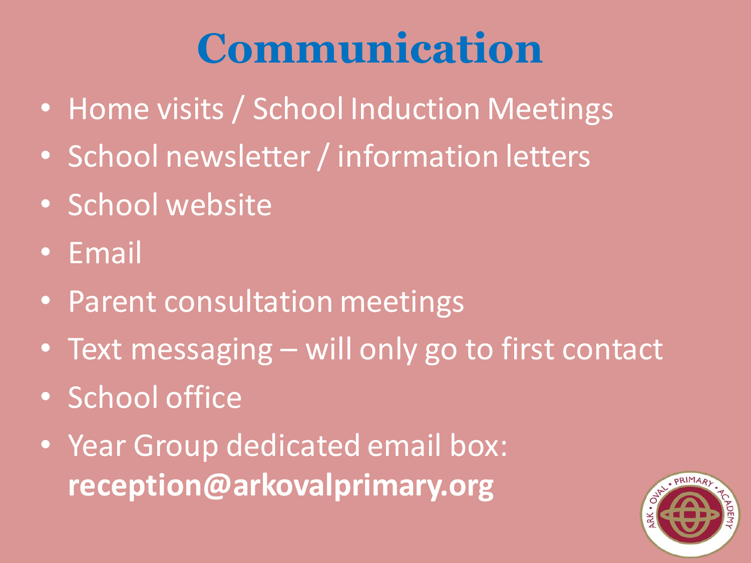# Communication

- Home visits / School Induction Meetings
- School newsletter / information letters
- School website
- Email
- Parent consultation meetings
- Text messaging – will only go to first contact
- School office
- Year Group dedicated email box: **reception@arkovalprimary.org**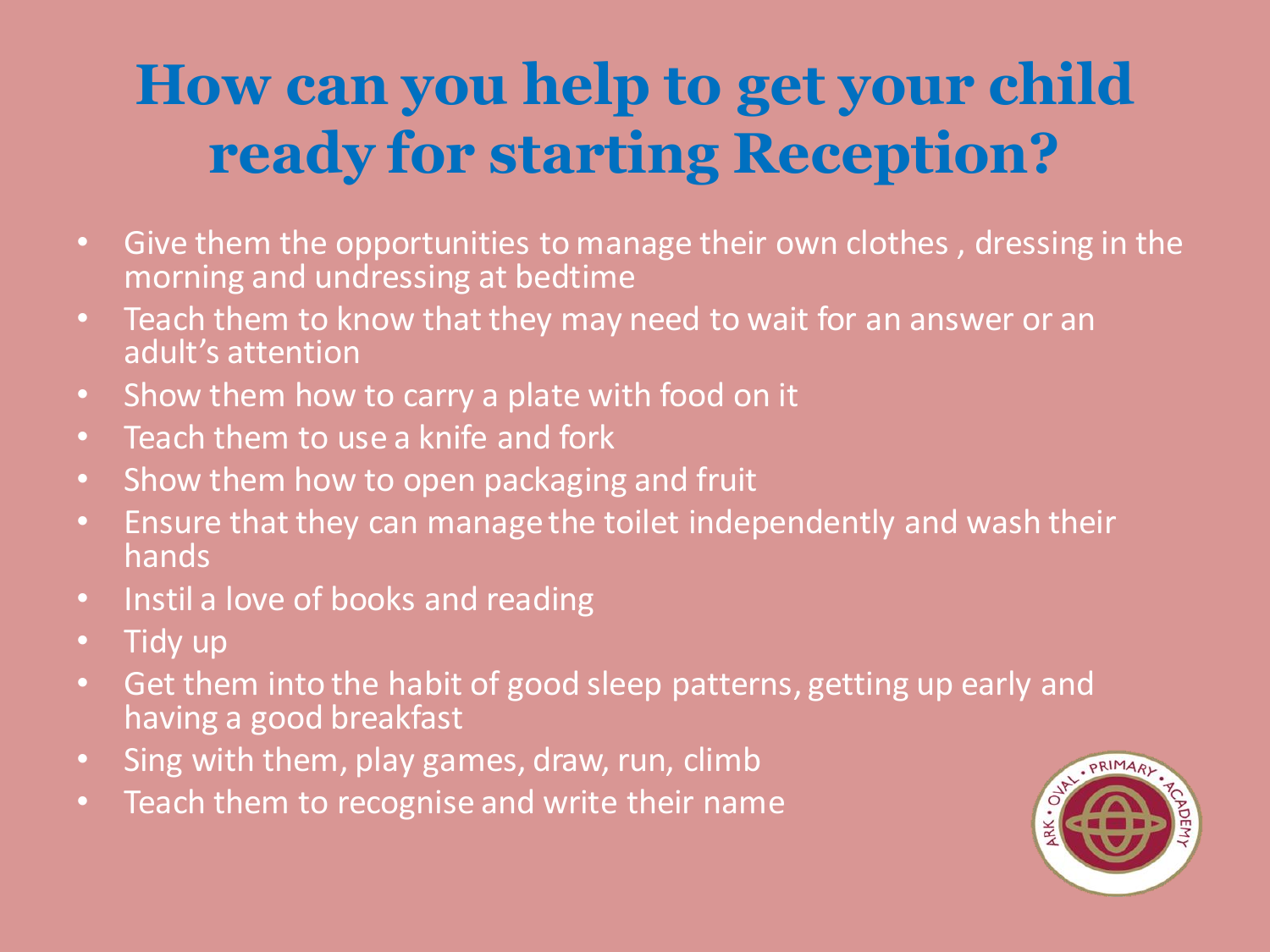# How can you help to get your child ready for starting Reception?

- Give them the opportunities to manage their own clothes , dressing in the morning and undressing at bedtime
- Teach them to know that they may need to wait for an answer or an adult's attention
- Show them how to carry a plate with food on it
- Teach them to use a knife and fork
- Show them how to open packaging and fruit
- Ensure that they can manage the toilet independently and wash their hands
- Instil a love of books and reading
- Tidy up
- Get them into the habit of good sleep patterns, getting up early and having a good breakfast
- Sing with them, play games, draw, run, climb
- Teach them to recognise and write their name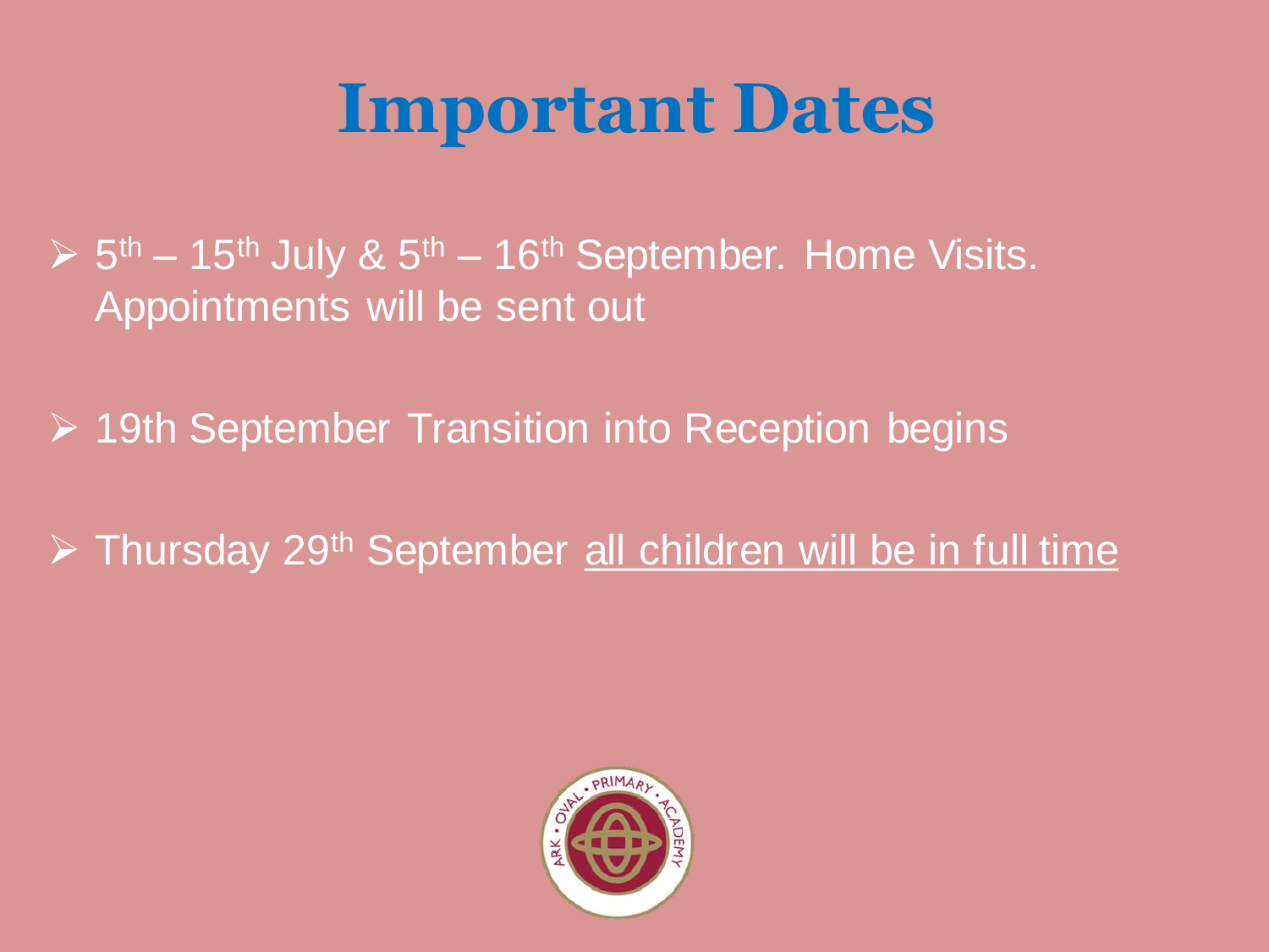# Important Dates

- 5th – 15th July & 5th – 16th September. Home Visits. Appointments will be sent out
- 19th September Transition into Reception begins
- Thursday 29th September all children will be in full time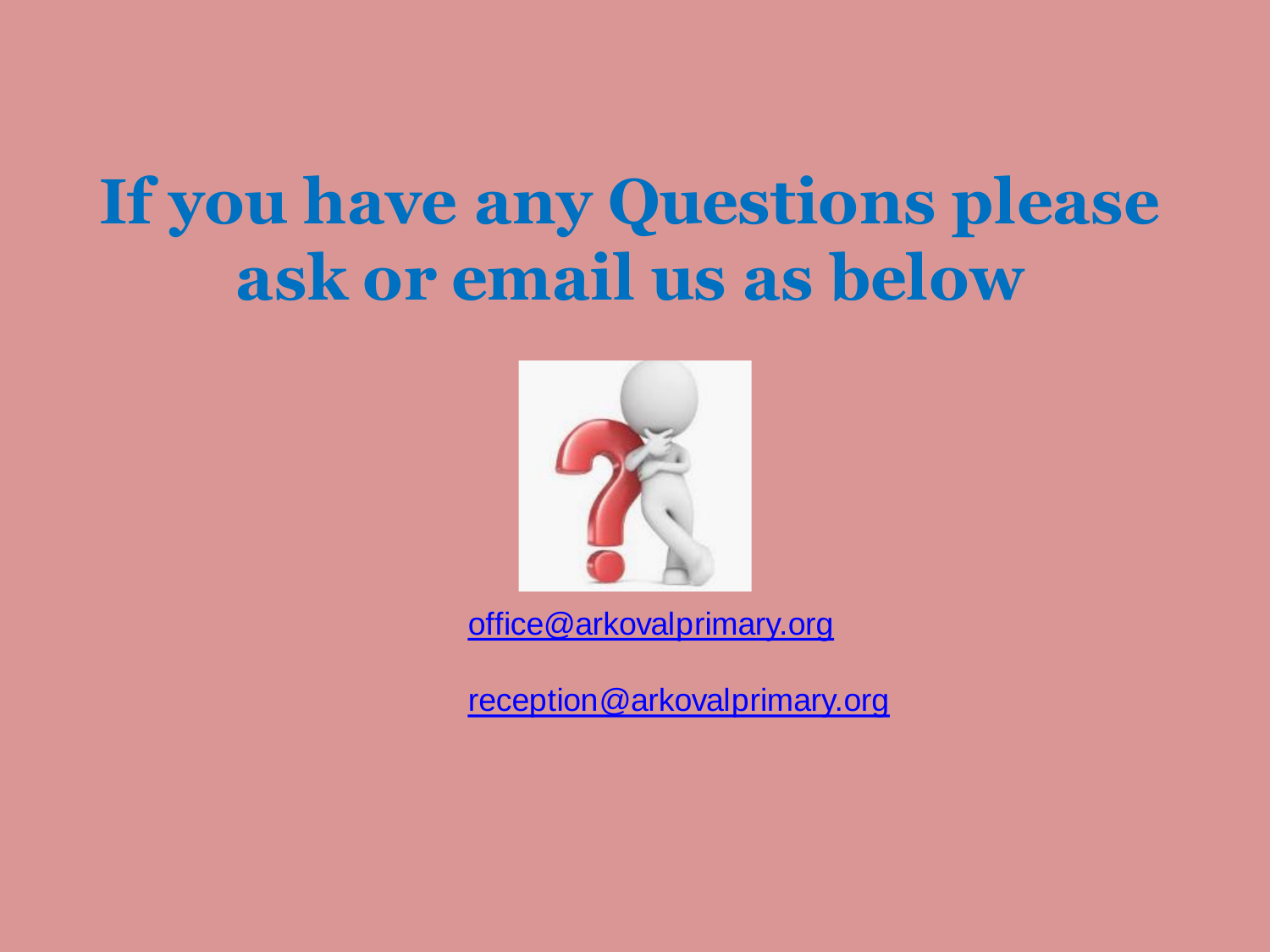# If you have any Questions please ask or email us as below

office@arkovalprimary.org

reception@arkovalprimary.org